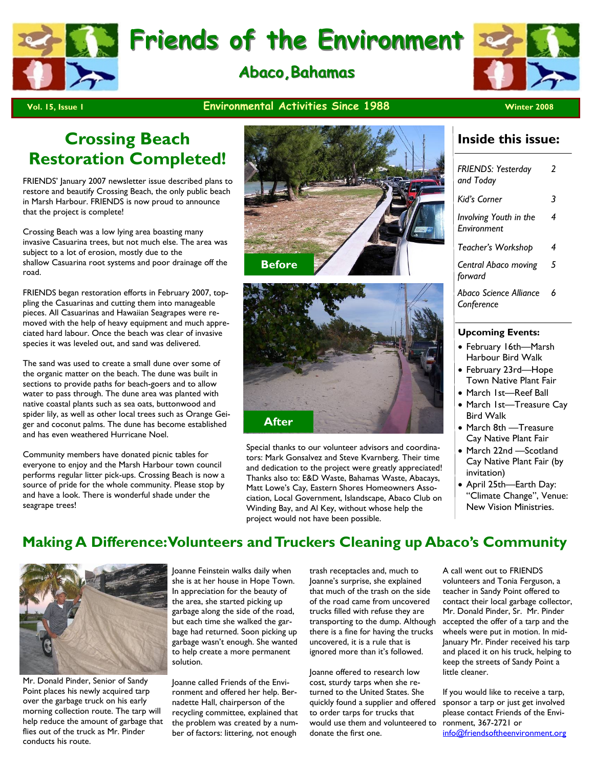# Friends of the Environment

## Abaco, Bahamas

**Vol. 15, Issue 1** — **Environmental Activities Since 1988** — **Winter 2008**

## Crossing Beach Restoration Completed!

FRIENDS' January 2007 newsletter issue described plans to restore and beautify Crossing Beach, the only public beach in Marsh Harbour. FRIENDS is now proud to announce that the project is complete!

Crossing Beach was a low lying area boasting many invasive Casuarina trees, but not much else. The area was subject to a lot of erosion, mostly due to the shallow Casuarina root systems and poor drainage off the road.

FRIENDS began restoration efforts in February 2007, toppling the Casuarinas and cutting them into manageable pieces. All Casuarinas and Hawaiian Seagrapes were removed with the help of heavy equipment and much appreciated hard labour. Once the beach was clear of invasive species it was leveled out, and sand was delivered.

The sand was used to create a small dune over some of the organic matter on the beach. The dune was built in sections to provide paths for beach-goers and to allow water to pass through. The dune area was planted with native coastal plants such as sea oats, buttonwood and spider lily, as well as other local trees such as Orange Geiger and coconut palms. The dune has become established and has even weathered Hurricane Noel.

Community members have donated picnic tables for everyone to enjoy and the Marsh Harbour town council performs regular litter pick-ups. Crossing Beach is now a source of pride for the whole community. Please stop by and have a look. There is wonderful shade under the seagrape trees!

**Before**

**After**

Special thanks to our volunteer advisors and coordinators: Mark Gonsalvez and Steve Kvarnberg. Their time and dedication to the project were greatly appreciated! Thanks also to: E&D Waste, Bahamas Waste, Abacays, Matt Lowe's Cay, Eastern Shores Homeowners Association, Local Government, Islandscape, Abaco Club on Winding Bay, and Al Key, without whose help the project would not have been possible.

## Inside this issue:

| | |
|---|---|
| *FRIENDS: Yesterday and Today* | 2 |
| *Kid's Corner* | 3 |
| *Involving Youth in the Environment* | 4 |
| *Teacher's Workshop* | 4 |
| *Central Abaco moving forward* | 5 |
| *Abaco Science Alliance Conference* | 6 |

**Upcoming Events:**

- February 16th—Marsh Harbour Bird Walk
- February 23rd—Hope Town Native Plant Fair
- March 1st—Reef Ball
- March 1st—Treasure Cay Bird Walk
- March 8th —Treasure Cay Native Plant Fair
- March 22nd —Scotland Cay Native Plant Fair (by invitation)
- April 25th—Earth Day: "Climate Change", Venue: New Vision Ministries.

## Making A Difference: Volunteers and Truckers Cleaning up Abaco's Community

Mr. Donald Pinder, Senior of Sandy Point places his newly acquired tarp over the garbage truck on his early morning collection route. The tarp will help reduce the amount of garbage that flies out of the truck as Mr. Pinder conducts his route.

Joanne Feinstein walks daily when she is at her house in Hope Town. In appreciation for the beauty of the area, she started picking up garbage along the side of the road, but each time she walked the garbage had returned. Soon picking up garbage wasn't enough. She wanted to help create a more permanent solution.

Joanne called Friends of the Environment and offered her help. Bernadette Hall, chairperson of the recycling committee, explained that the problem was created by a number of factors: littering, not enough trash receptacles and, much to Joanne's surprise, she explained that much of the trash on the side of the road came from uncovered trucks filled with refuse they are transporting to the dump. Although there is a fine for having the trucks uncovered, it is a rule that is ignored more than it's followed.

Joanne offered to research low cost, sturdy tarps when she returned to the United States. She quickly found a supplier and offered to order tarps for trucks that would use them and volunteered to donate the first one.

A call went out to FRIENDS volunteers and Tonia Ferguson, a teacher in Sandy Point offered to contact their local garbage collector, Mr. Donald Pinder, Sr. Mr. Pinder accepted the offer of a tarp and the wheels were put in motion. In mid-January Mr. Pinder received his tarp and placed it on his truck, helping to keep the streets of Sandy Point a little cleaner.

If you would like to receive a tarp, sponsor a tarp or just get involved please contact Friends of the Environment, 367-2721 or info@friendsoftheenvironment.org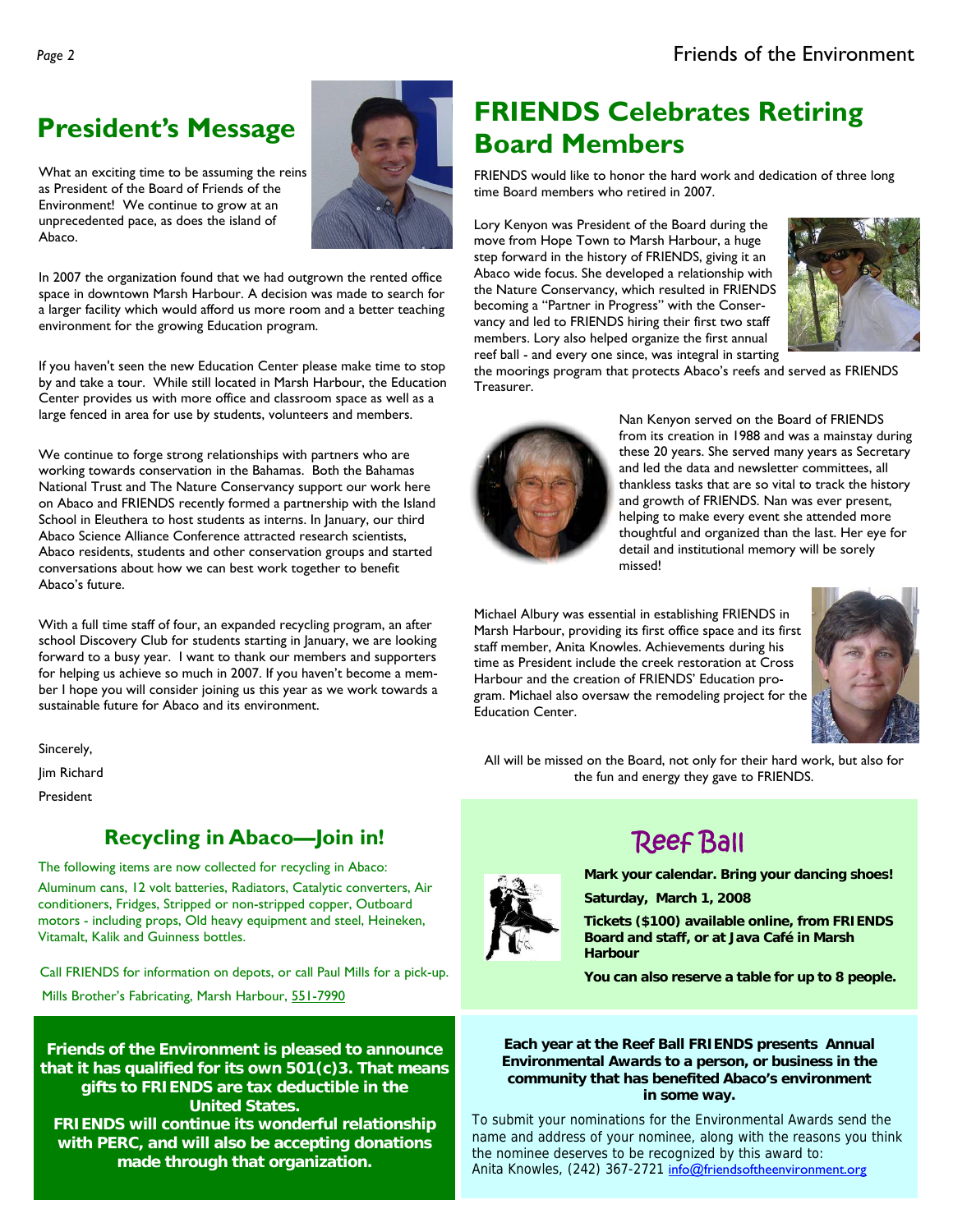## President's Message

What an exciting time to be assuming the reins as President of the Board of Friends of the Environment! We continue to grow at an unprecedented pace, as does the island of Abaco.

In 2007 the organization found that we had outgrown the rented office space in downtown Marsh Harbour. A decision was made to search for a larger facility which would afford us more room and a better teaching environment for the growing Education program.

If you haven't seen the new Education Center please make time to stop by and take a tour. While still located in Marsh Harbour, the Education Center provides us with more office and classroom space as well as a large fenced in area for use by students, volunteers and members.

We continue to forge strong relationships with partners who are working towards conservation in the Bahamas. Both the Bahamas National Trust and The Nature Conservancy support our work here on Abaco and FRIENDS recently formed a partnership with the Island School in Eleuthera to host students as interns. In January, our third Abaco Science Alliance Conference attracted research scientists, Abaco residents, students and other conservation groups and started conversations about how we can best work together to benefit Abaco's future.

With a full time staff of four, an expanded recycling program, an after school Discovery Club for students starting in January, we are looking forward to a busy year. I want to thank our members and supporters for helping us achieve so much in 2007. If you haven't become a member I hope you will consider joining us this year as we work towards a sustainable future for Abaco and its environment.

Sincerely,

Jim Richard

President

## Recycling in Abaco—Join in!

The following items are now collected for recycling in Abaco:

Aluminum cans, 12 volt batteries, Radiators, Catalytic converters, Air conditioners, Fridges, Stripped or non-stripped copper, Outboard motors - including props, Old heavy equipment and steel, Heineken, Vitamalt, Kalik and Guinness bottles.

Call FRIENDS for information on depots, or call Paul Mills for a pick-up.

Mills Brother's Fabricating, Marsh Harbour, 551-7990

**Friends of the Environment is pleased to announce that it has qualified for its own 501(c)3. That means gifts to FRIENDS are tax deductible in the United States.**
**FRIENDS will continue its wonderful relationship with PERC, and will also be accepting donations made through that organization.**

## FRIENDS Celebrates Retiring Board Members

FRIENDS would like to honor the hard work and dedication of three long time Board members who retired in 2007.

Lory Kenyon was President of the Board during the move from Hope Town to Marsh Harbour, a huge step forward in the history of FRIENDS, giving it an Abaco wide focus. She developed a relationship with the Nature Conservancy, which resulted in FRIENDS becoming a "Partner in Progress" with the Conservancy and led to FRIENDS hiring their first two staff members. Lory also helped organize the first annual reef ball - and every one since, was integral in starting the moorings program that protects Abaco's reefs and served as FRIENDS Treasurer.

Nan Kenyon served on the Board of FRIENDS from its creation in 1988 and was a mainstay during these 20 years. She served many years as Secretary and led the data and newsletter committees, all thankless tasks that are so vital to track the history and growth of FRIENDS. Nan was ever present, helping to make every event she attended more thoughtful and organized than the last. Her eye for detail and institutional memory will be sorely missed!

Michael Albury was essential in establishing FRIENDS in Marsh Harbour, providing its first office space and its first staff member, Anita Knowles. Achievements during his time as President include the creek restoration at Cross Harbour and the creation of FRIENDS' Education program. Michael also oversaw the remodeling project for the Education Center.

All will be missed on the Board, not only for their hard work, but also for the fun and energy they gave to FRIENDS.

## Reef Ball

**Mark your calendar. Bring your dancing shoes!**

**Saturday, March 1, 2008**

**Tickets ($100) available online, from FRIENDS Board and staff, or at Java Café in Marsh Harbour**

**You can also reserve a table for up to 8 people.**

**Each year at the Reef Ball FRIENDS presents Annual Environmental Awards to a person, or business in the community that has benefited Abaco's environment in some way.**

To submit your nominations for the Environmental Awards send the name and address of your nominee, along with the reasons you think the nominee deserves to be recognized by this award to:
Anita Knowles, (242) 367-2721 info@friendsoftheenvironment.org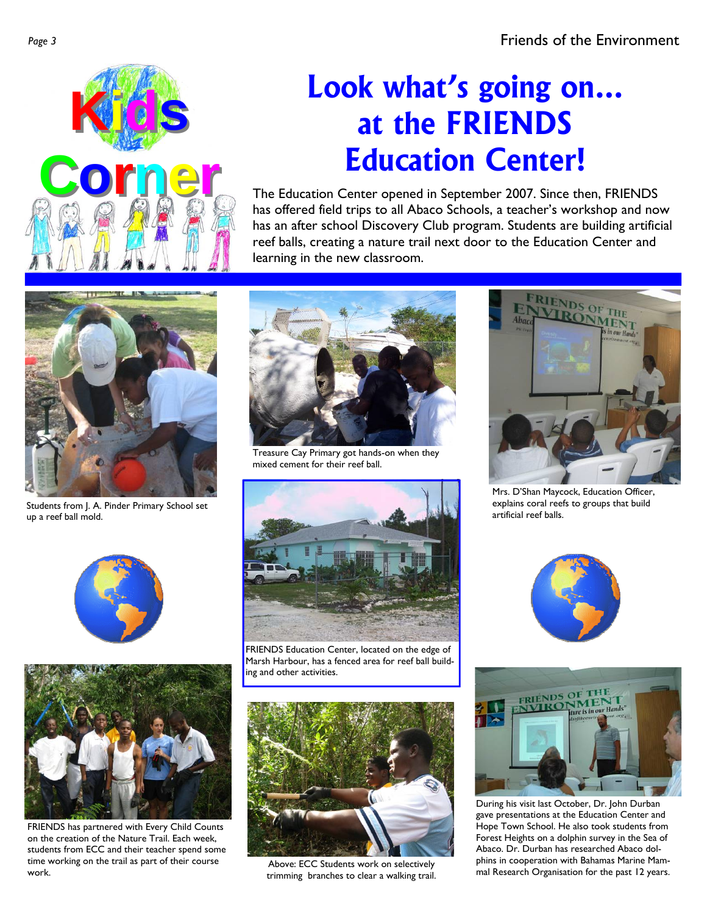Kids Corner

# Look what's going on... at the FRIENDS Education Center!

The Education Center opened in September 2007. Since then, FRIENDS has offered field trips to all Abaco Schools, a teacher's workshop and now has an after school Discovery Club program. Students are building artificial reef balls, creating a nature trail next door to the Education Center and learning in the new classroom.

Students from J. A. Pinder Primary School set up a reef ball mold.

Treasure Cay Primary got hands-on when they mixed cement for their reef ball.

Mrs. D'Shan Maycock, Education Officer, explains coral reefs to groups that build artificial reef balls.

FRIENDS Education Center, located on the edge of Marsh Harbour, has a fenced area for reef ball building and other activities.

FRIENDS has partnered with Every Child Counts on the creation of the Nature Trail. Each week, students from ECC and their teacher spend some time working on the trail as part of their course work.

Above: ECC Students work on selectively trimming branches to clear a walking trail.

During his visit last October, Dr. John Durban gave presentations at the Education Center and Hope Town School. He also took students from Forest Heights on a dolphin survey in the Sea of Abaco. Dr. Durban has researched Abaco dolphins in cooperation with Bahamas Marine Mammal Research Organisation for the past 12 years.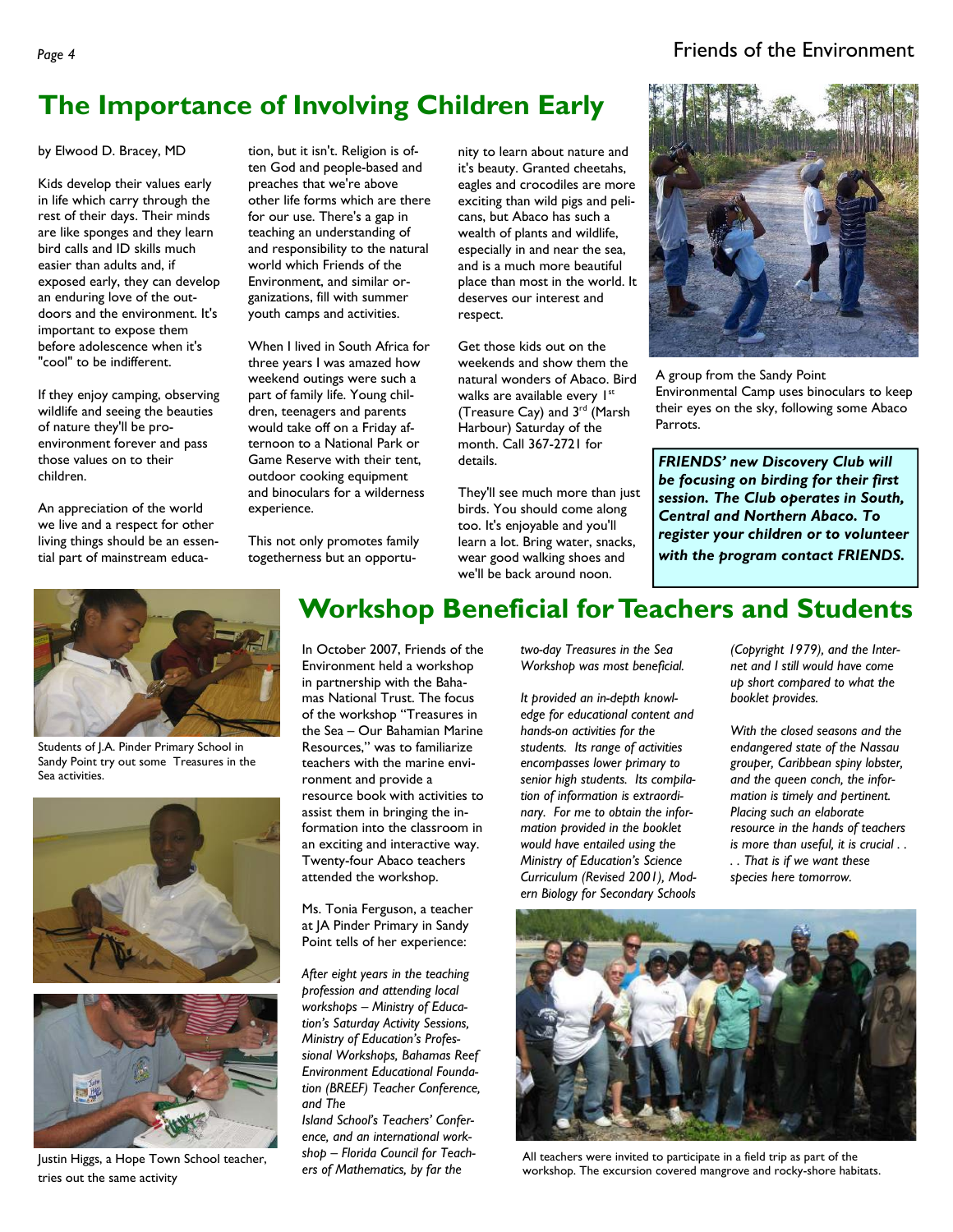# The Importance of Involving Children Early

by Elwood D. Bracey, MD

Kids develop their values early in life which carry through the rest of their days. Their minds are like sponges and they learn bird calls and ID skills much easier than adults and, if exposed early, they can develop an enduring love of the outdoors and the environment. It's important to expose them before adolescence when it's "cool" to be indifferent.

If they enjoy camping, observing wildlife and seeing the beauties of nature they'll be pro-environment forever and pass those values on to their children.

An appreciation of the world we live and a respect for other living things should be an essential part of mainstream education, but it isn't. Religion is often God and people-based and preaches that we're above other life forms which are there for our use. There's a gap in teaching an understanding of and responsibility to the natural world which Friends of the Environment, and similar organizations, fill with summer youth camps and activities.

When I lived in South Africa for three years I was amazed how weekend outings were such a part of family life. Young children, teenagers and parents would take off on a Friday afternoon to a National Park or Game Reserve with their tent, outdoor cooking equipment and binoculars for a wilderness experience.

This not only promotes family togetherness but an opportunity to learn about nature and it's beauty. Granted cheetahs, eagles and crocodiles are more exciting than wild pigs and pelicans, but Abaco has such a wealth of plants and wildlife, especially in and near the sea, and is a much more beautiful place than most in the world. It deserves our interest and respect.

Get those kids out on the weekends and show them the natural wonders of Abaco. Bird walks are available every 1st (Treasure Cay) and 3rd (Marsh Harbour) Saturday of the month. Call 367-2721 for details.

They'll see much more than just birds. You should come along too. It's enjoyable and you'll learn a lot. Bring water, snacks, wear good walking shoes and we'll be back around noon.

A group from the Sandy Point Environmental Camp uses binoculars to keep their eyes on the sky, following some Abaco Parrots.

***FRIENDS' new Discovery Club will be focusing on birding for their first session. The Club operates in South, Central and Northern Abaco. To register your children or to volunteer with the program contact FRIENDS.***

# Workshop Beneficial for Teachers and Students

Students of J.A. Pinder Primary School in Sandy Point try out some Treasures in the Sea activities.

Justin Higgs, a Hope Town School teacher, tries out the same activity

In October 2007, Friends of the Environment held a workshop in partnership with the Bahamas National Trust. The focus of the workshop "Treasures in the Sea – Our Bahamian Marine Resources," was to familiarize teachers with the marine environment and provide a resource book with activities to assist them in bringing the information into the classroom in an exciting and interactive way. Twenty-four Abaco teachers attended the workshop.

Ms. Tonia Ferguson, a teacher at JA Pinder Primary in Sandy Point tells of her experience:

*After eight years in the teaching profession and attending local workshops – Ministry of Education's Saturday Activity Sessions, Ministry of Education's Professional Workshops, Bahamas Reef Environment Educational Foundation (BREEF) Teacher Conference, and The Island School's Teachers' Conference, and an international workshop – Florida Council for Teachers of Mathematics, by far the two-day Treasures in the Sea Workshop was most beneficial.*

*It provided an in-depth knowledge for educational content and hands-on activities for the students. Its range of activities encompasses lower primary to senior high students. Its compilation of information is extraordinary. For me to obtain the information provided in the booklet would have entailed using the Ministry of Education's Science Curriculum (Revised 2001), Modern Biology for Secondary Schools (Copyright 1979), and the Internet and I still would have come up short compared to what the booklet provides.*

*With the closed seasons and the endangered state of the Nassau grouper, Caribbean spiny lobster, and the queen conch, the information is timely and pertinent. Placing such an elaborate resource in the hands of teachers is more than useful, it is crucial . . . . That is if we want these species here tomorrow.*

All teachers were invited to participate in a field trip as part of the workshop. The excursion covered mangrove and rocky-shore habitats.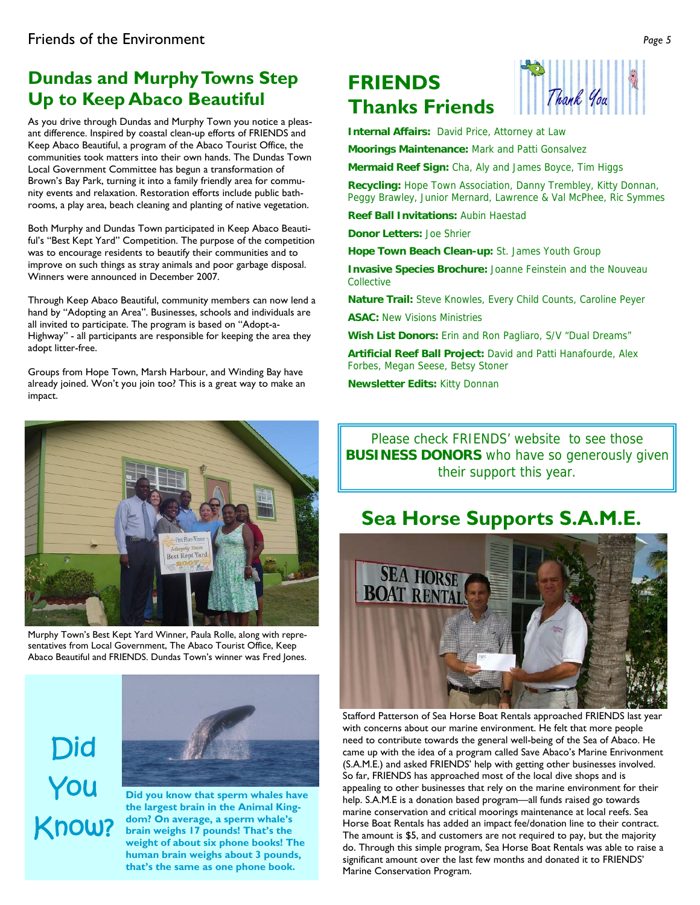## Dundas and Murphy Towns Step Up to Keep Abaco Beautiful

As you drive through Dundas and Murphy Town you notice a pleasant difference. Inspired by coastal clean-up efforts of FRIENDS and Keep Abaco Beautiful, a program of the Abaco Tourist Office, the communities took matters into their own hands. The Dundas Town Local Government Committee has begun a transformation of Brown's Bay Park, turning it into a family friendly area for community events and relaxation. Restoration efforts include public bathrooms, a play area, beach cleaning and planting of native vegetation.

Both Murphy and Dundas Town participated in Keep Abaco Beautiful's "Best Kept Yard" Competition. The purpose of the competition was to encourage residents to beautify their communities and to improve on such things as stray animals and poor garbage disposal. Winners were announced in December 2007.

Through Keep Abaco Beautiful, community members can now lend a hand by "Adopting an Area". Businesses, schools and individuals are all invited to participate. The program is based on "Adopt-a-Highway" - all participants are responsible for keeping the area they adopt litter-free.

Groups from Hope Town, Marsh Harbour, and Winding Bay have already joined. Won't you join too? This is a great way to make an impact.

Murphy Town's Best Kept Yard Winner, Paula Rolle, along with representatives from Local Government, The Abaco Tourist Office, Keep Abaco Beautiful and FRIENDS. Dundas Town's winner was Fred Jones.

## Did You Know?

**Did you know that sperm whales have the largest brain in the Animal Kingdom? On average, a sperm whale's brain weighs 17 pounds! That's the weight of about six phone books! The human brain weighs about 3 pounds, that's the same as one phone book.**

## FRIENDS Thanks Friends

**Internal Affairs:** David Price, Attorney at Law

**Moorings Maintenance:** Mark and Patti Gonsalvez

**Mermaid Reef Sign:** Cha, Aly and James Boyce, Tim Higgs

**Recycling:** Hope Town Association, Danny Trembley, Kitty Donnan, Peggy Brawley, Junior Mernard, Lawrence & Val McPhee, Ric Symmes

**Reef Ball Invitations:** Aubin Haestad

**Donor Letters:** Joe Shrier

**Hope Town Beach Clean-up:** St. James Youth Group

**Invasive Species Brochure:** Joanne Feinstein and the Nouveau Collective

**Nature Trail:** Steve Knowles, Every Child Counts, Caroline Peyer

**ASAC:** New Visions Ministries

**Wish List Donors:** Erin and Ron Pagliaro, S/V "Dual Dreams"

**Artificial Reef Ball Project:** David and Patti Hanafourde, Alex Forbes, Megan Seese, Betsy Stoner

**Newsletter Edits:** Kitty Donnan

Please check FRIENDS' website to see those **BUSINESS DONORS** who have so generously given their support this year.

## Sea Horse Supports S.A.M.E.

Stafford Patterson of Sea Horse Boat Rentals approached FRIENDS last year with concerns about our marine environment. He felt that more people need to contribute towards the general well-being of the Sea of Abaco. He came up with the idea of a program called Save Abaco's Marine Enrivonment (S.A.M.E.) and asked FRIENDS' help with getting other businesses involved. So far, FRIENDS has approached most of the local dive shops and is appealing to other businesses that rely on the marine environment for their help. S.A.M.E is a donation based program—all funds raised go towards marine conservation and critical moorings maintenance at local reefs. Sea Horse Boat Rentals has added an impact fee/donation line to their contract. The amount is $5, and customers are not required to pay, but the majority do. Through this simple program, Sea Horse Boat Rentals was able to raise a significant amount over the last few months and donated it to FRIENDS' Marine Conservation Program.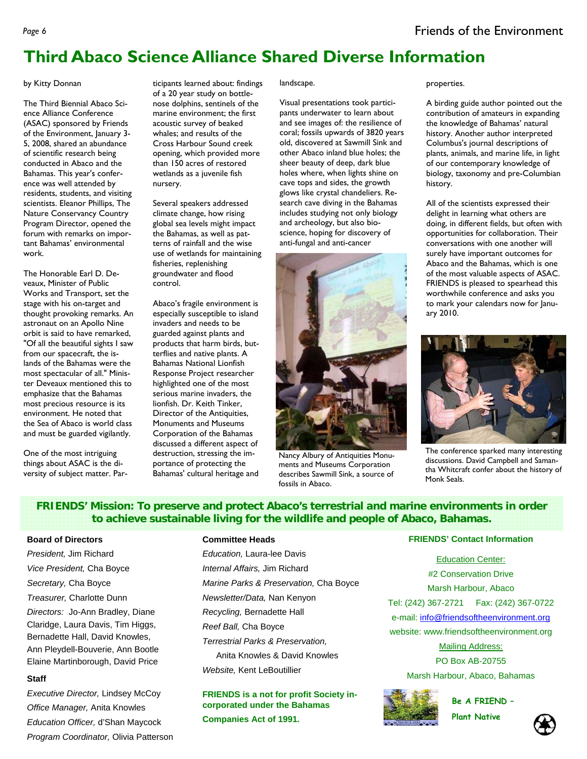# Third Abaco Science Alliance Shared Diverse Information

by Kitty Donnan

The Third Biennial Abaco Science Alliance Conference (ASAC) sponsored by Friends of the Environment, January 3-5, 2008, shared an abundance of scientific research being conducted in Abaco and the Bahamas. This year's conference was well attended by residents, students, and visiting scientists. Eleanor Phillips, The Nature Conservancy Country Program Director, opened the forum with remarks on important Bahamas' environmental work.

The Honorable Earl D. Deveaux, Minister of Public Works and Transport, set the stage with his on-target and thought provoking remarks. An astronaut on an Apollo Nine orbit is said to have remarked, "Of all the beautiful sights I saw from our spacecraft, the islands of the Bahamas were the most spectacular of all." Minister Deveaux mentioned this to emphasize that the Bahamas most precious resource is its environment. He noted that the Sea of Abaco is world class and must be guarded vigilantly.

One of the most intriguing things about ASAC is the diversity of subject matter. Participants learned about: findings of a 20 year study on bottlenose dolphins, sentinels of the marine environment; the first acoustic survey of beaked whales; and results of the Cross Harbour Sound creek opening, which provided more than 150 acres of restored wetlands as a juvenile fish nursery.

Several speakers addressed climate change, how rising global sea levels might impact the Bahamas, as well as patterns of rainfall and the wise use of wetlands for maintaining fisheries, replenishing groundwater and flood control.

Abaco's fragile environment is especially susceptible to island invaders and needs to be guarded against plants and products that harm birds, butterflies and native plants. A Bahamas National Lionfish Response Project researcher highlighted one of the most serious marine invaders, the lionfish. Dr. Keith Tinker, Director of the Antiquities, Monuments and Museums Corporation of the Bahamas discussed a different aspect of destruction, stressing the importance of protecting the Bahamas' cultural heritage and landscape.

Visual presentations took participants underwater to learn about and see images of: the resilience of coral; fossils upwards of 3820 years old, discovered at Sawmill Sink and other Abaco inland blue holes; the sheer beauty of deep, dark blue holes where, when lights shine on cave tops and sides, the growth glows like crystal chandeliers. Research cave diving in the Bahamas includes studying not only biology and archeology, but also bioscience, hoping for discovery of anti-fungal and anti-cancer properties.

Nancy Albury of Antiquities Monuments and Museums Corporation describes Sawmill Sink, a source of fossils in Abaco.

A birding guide author pointed out the contribution of amateurs in expanding the knowledge of Bahamas' natural history. Another author interpreted Columbus's journal descriptions of plants, animals, and marine life, in light of our contemporary knowledge of biology, taxonomy and pre-Columbian history.

All of the scientists expressed their delight in learning what others are doing, in different fields, but often with opportunities for collaboration. Their conversations with one another will surely have important outcomes for Abaco and the Bahamas, which is one of the most valuable aspects of ASAC. FRIENDS is pleased to spearhead this worthwhile conference and asks you to mark your calendars now for January 2010.

The conference sparked many interesting discussions. David Campbell and Samantha Whitcraft confer about the history of Monk Seals.

**FRIENDS' Mission: To preserve and protect Abaco's terrestrial and marine environments in order to achieve sustainable living for the wildlife and people of Abaco, Bahamas.**

**Board of Directors**

*President,* Jim Richard
*Vice President,* Cha Boyce
*Secretary,* Cha Boyce
*Treasurer,* Charlotte Dunn
*Directors:* Jo-Ann Bradley, Diane Claridge, Laura Davis, Tim Higgs, Bernadette Hall, David Knowles, Ann Pleydell-Bouverie, Ann Bootle Elaine Martinborough, David Price

**Staff**

*Executive Director,* Lindsey McCoy
*Office Manager,* Anita Knowles
*Education Officer,* d'Shan Maycock
*Program Coordinator,* Olivia Patterson

**Committee Heads**

*Education,* Laura-lee Davis
*Internal Affairs,* Jim Richard
*Marine Parks & Preservation,* Cha Boyce
*Newsletter/Data,* Nan Kenyon
*Recycling,* Bernadette Hall
*Reef Ball,* Cha Boyce
*Terrestrial Parks & Preservation,* Anita Knowles & David Knowles
*Website,* Kent LeBoutillier

**FRIENDS is a not for profit Society incorporated under the Bahamas Companies Act of 1991.**

**FRIENDS' Contact Information**

Education Center:
#2 Conservation Drive
Marsh Harbour, Abaco
Tel: (242) 367-2721 Fax: (242) 367-0722
e-mail: info@friendsoftheenvironment.org
website: www.friendsoftheenvironment.org

Mailing Address:
PO Box AB-20755
Marsh Harbour, Abaco, Bahamas

**Be A FRIEND – Plant Native**